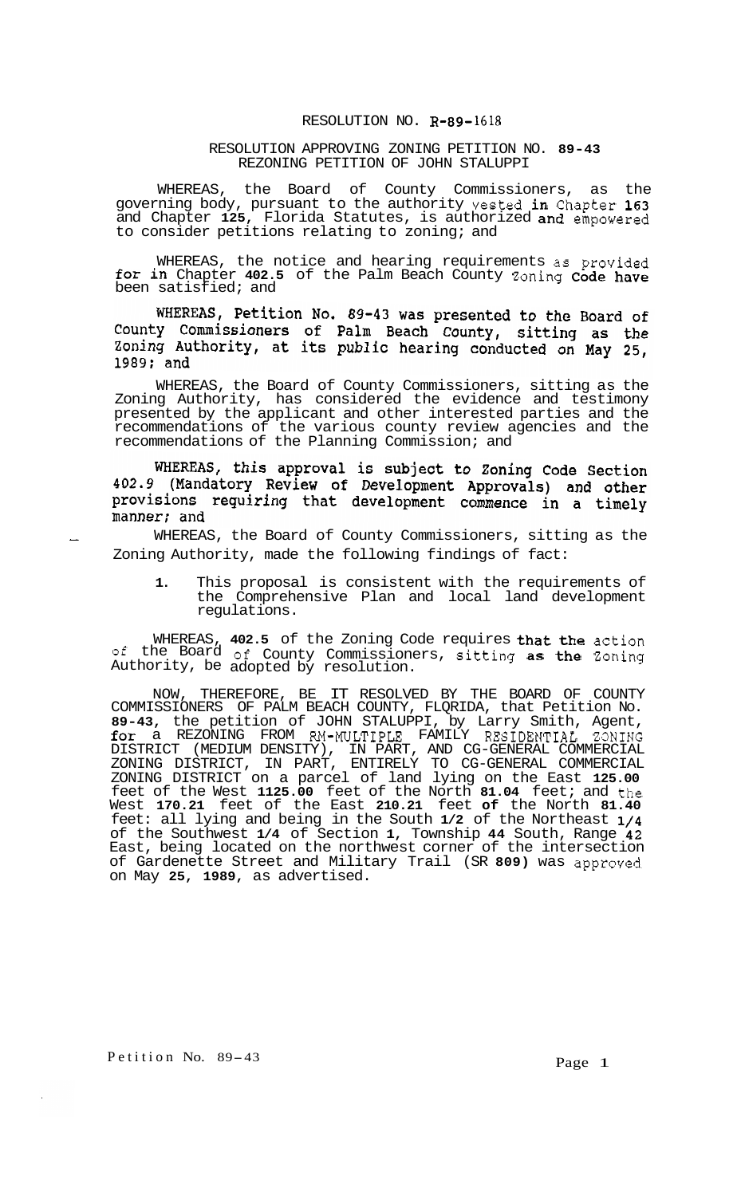RESOLUTION NO. R-89-1618

RESOLUTION APPROVING ZONING PETITION NO. 89-43
REZONING PETITION OF JOHN STALUPPI

WHEREAS, the Board of County Commissioners, as the governing body, pursuant to the authority vested in Chapter 163 and Chapter 125, Florida Statutes, is authorized and empowered to consider petitions relating to zoning; and

WHEREAS, the notice and hearing requirements as provided for in Chapter 402.5 of the Palm Beach County Zoning Code have been satisfied; and

WHEREAS, Petition No. 89-43 was presented to the Board of County Commissioners of Palm Beach County, sitting as the Zoning Authority, at its public hearing conducted on May 25, 1989; and

WHEREAS, the Board of County Commissioners, sitting as the Zoning Authority, has considered the evidence and testimony presented by the applicant and other interested parties and the recommendations of the various county review agencies and the recommendations of the Planning Commission; and

WHEREAS, this approval is subject to Zoning Code Section 402.9 (Mandatory Review of Development Approvals) and other provisions requiring that development commence in a timely manner; and

WHEREAS, the Board of County Commissioners, sitting as the Zoning Authority, made the following findings of fact:

1. This proposal is consistent with the requirements of the Comprehensive Plan and local land development regulations.

WHEREAS, 402.5 of the Zoning Code requires that the action of the Board of County Commissioners, sitting as the Zoning Authority, be adopted by resolution.

NOW, THEREFORE, BE IT RESOLVED BY THE BOARD OF COUNTY COMMISSIONERS OF PALM BEACH COUNTY, FLORIDA, that Petition No. 89-43, the petition of JOHN STALUPPI, by Larry Smith, Agent, for a REZONING FROM RM-MULTIPLE FAMILY RESIDENTIAL ZONING DISTRICT (MEDIUM DENSITY), IN PART, AND CG-GENERAL COMMERCIAL ZONING DISTRICT, IN PART, ENTIRELY TO CG-GENERAL COMMERCIAL ZONING DISTRICT on a parcel of land lying on the East 125.00 feet of the West 1125.00 feet of the North 81.04 feet; and the West 170.21 feet of the East 210.21 feet of the North 81.40 feet: all lying and being in the South 1/2 of the Northeast 1/4 of the Southwest 1/4 of Section 1, Township 44 South, Range 42 East, being located on the northwest corner of the intersection of Gardenette Street and Military Trail (SR 809) was approved on May 25, 1989, as advertised.

Petition No. 89-43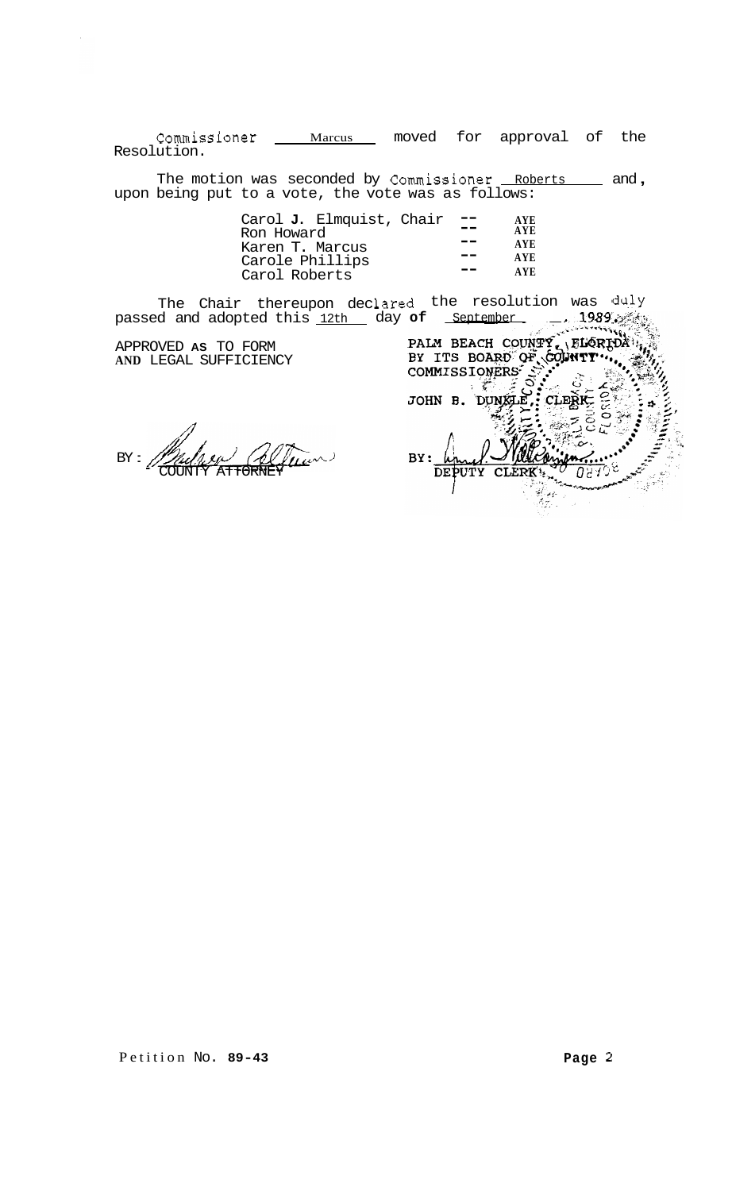Commissioner Marcus moved for approval of the Resolution.

The motion was seconded by Commissioner Roberts and, upon being put to a vote, the vote was as follows:

| | | |
|---|---|---|
| Carol J. Elmquist, Chair | -- | AYE |
| Ron Howard | -- | AYE |
| Karen T. Marcus | -- | AYE |
| Carole Phillips | -- | AYE |
| Carol Roberts | -- | AYE |

The Chair thereupon declared the resolution was duly passed and adopted this 12th day of September, 1989.

APPROVED AS TO FORM AND LEGAL SUFFICIENCY

BY: COUNTY ATTORNEY

PALM BEACH COUNTY, FLORIDA BY ITS BOARD OF COUNTY COMMISSIONERS

JOHN B. DUNKLE, CLERK

BY: DEPUTY CLERK

Petition No. 89-43